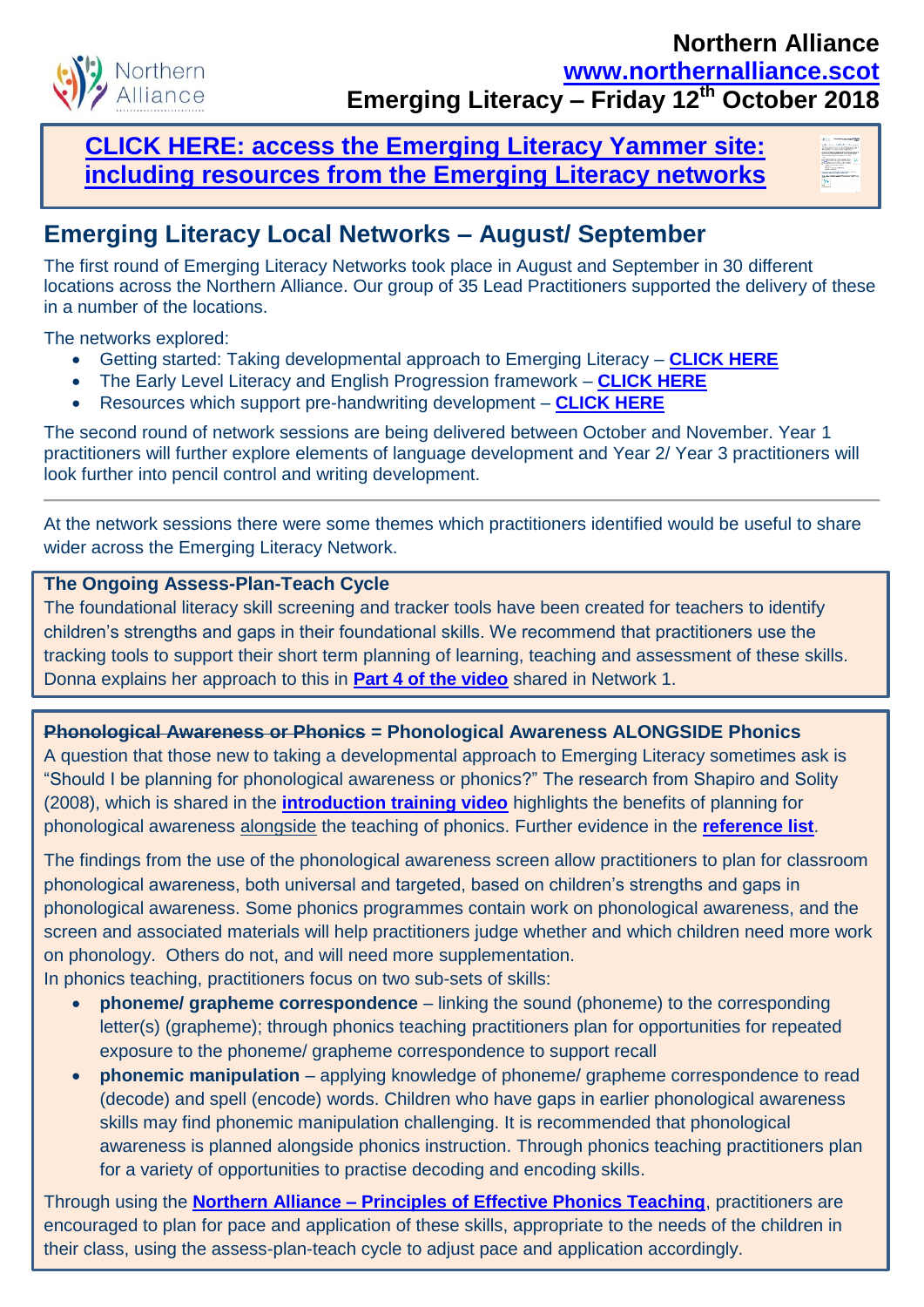# Northern Alliance

**www.northernalliance.scot**

**Emerging Literacy – Friday 12th October 2018**

**CLICK HERE: access the Emerging Literacy Yammer site: including resources from the Emerging Literacy networks**

## Emerging Literacy Local Networks – August/ September

The first round of Emerging Literacy Networks took place in August and September in 30 different locations across the Northern Alliance. Our group of 35 Lead Practitioners supported the delivery of these in a number of the locations.

The networks explored:

- Getting started: Taking developmental approach to Emerging Literacy – **CLICK HERE**
- The Early Level Literacy and English Progression framework – **CLICK HERE**
- Resources which support pre-handwriting development – **CLICK HERE**

The second round of network sessions are being delivered between October and November. Year 1 practitioners will further explore elements of language development and Year 2/ Year 3 practitioners will look further into pencil control and writing development.

---

At the network sessions there were some themes which practitioners identified would be useful to share wider across the Emerging Literacy Network.

**The Ongoing Assess-Plan-Teach Cycle**

The foundational literacy skill screening and tracker tools have been created for teachers to identify children's strengths and gaps in their foundational skills. We recommend that practitioners use the tracking tools to support their short term planning of learning, teaching and assessment of these skills. Donna explains her approach to this in **Part 4 of the video** shared in Network 1.

**~~Phonological Awareness or Phonics~~ = Phonological Awareness ALONGSIDE Phonics**

A question that those new to taking a developmental approach to Emerging Literacy sometimes ask is "Should I be planning for phonological awareness or phonics?" The research from Shapiro and Solity (2008), which is shared in the **introduction training video** highlights the benefits of planning for phonological awareness alongside the teaching of phonics. Further evidence in the **reference list**.

The findings from the use of the phonological awareness screen allow practitioners to plan for classroom phonological awareness, both universal and targeted, based on children's strengths and gaps in phonological awareness. Some phonics programmes contain work on phonological awareness, and the screen and associated materials will help practitioners judge whether and which children need more work on phonology. Others do not, and will need more supplementation.

In phonics teaching, practitioners focus on two sub-sets of skills:

- **phoneme/ grapheme correspondence** – linking the sound (phoneme) to the corresponding letter(s) (grapheme); through phonics teaching practitioners plan for opportunities for repeated exposure to the phoneme/ grapheme correspondence to support recall
- **phonemic manipulation** – applying knowledge of phoneme/ grapheme correspondence to read (decode) and spell (encode) words. Children who have gaps in earlier phonological awareness skills may find phonemic manipulation challenging. It is recommended that phonological awareness is planned alongside phonics instruction. Through phonics teaching practitioners plan for a variety of opportunities to practise decoding and encoding skills.

Through using the **Northern Alliance – Principles of Effective Phonics Teaching**, practitioners are encouraged to plan for pace and application of these skills, appropriate to the needs of the children in their class, using the assess-plan-teach cycle to adjust pace and application accordingly.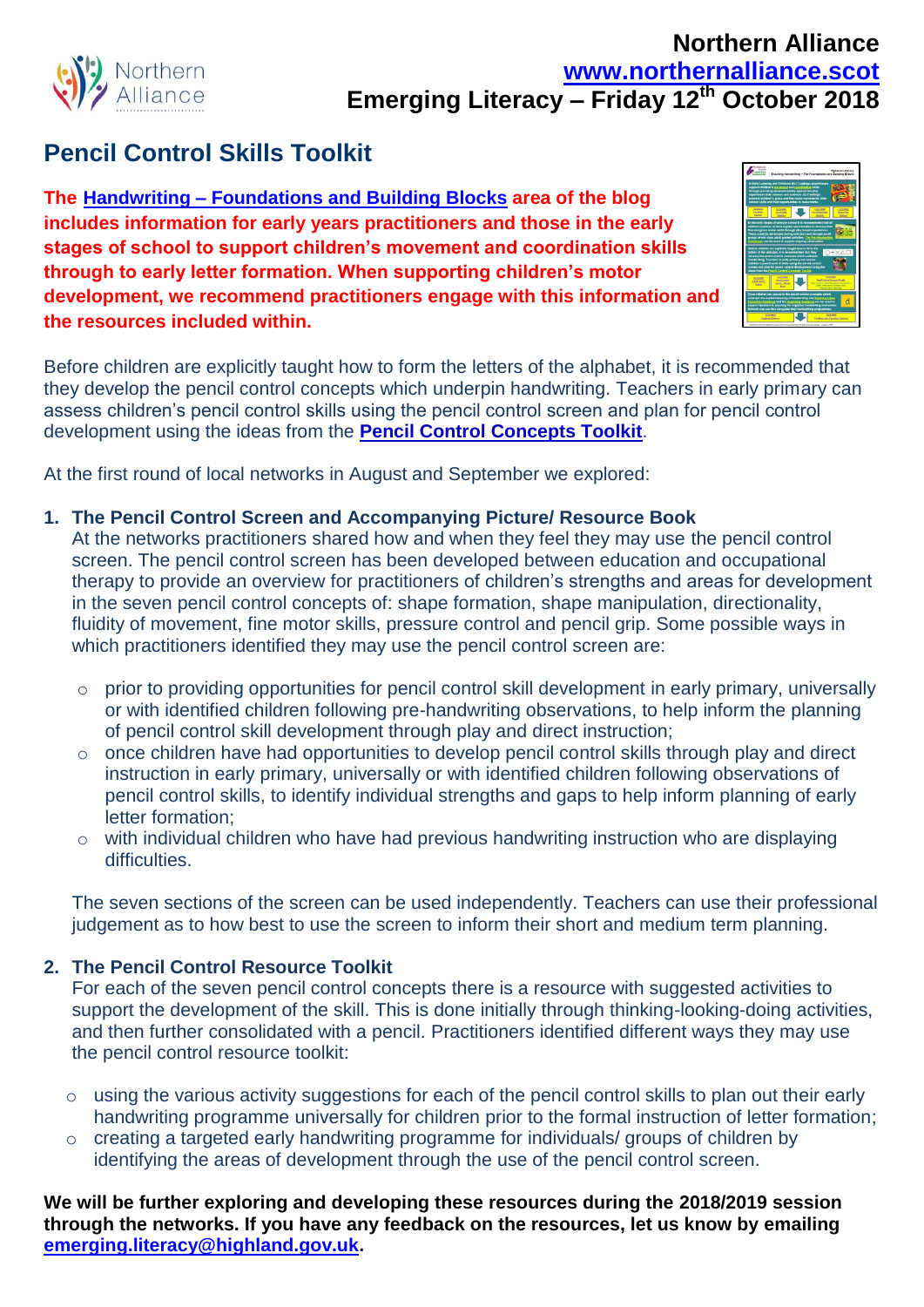Northern Alliance
www.northernalliance.scot
**Emerging Literacy – Friday 12th October 2018**

## Pencil Control Skills Toolkit

**The Handwriting – Foundations and Building Blocks area of the blog includes information for early years practitioners and those in the early stages of school to support children's movement and coordination skills through to early letter formation. When supporting children's motor development, we recommend practitioners engage with this information and the resources included within.**

Before children are explicitly taught how to form the letters of the alphabet, it is recommended that they develop the pencil control concepts which underpin handwriting. Teachers in early primary can assess children's pencil control skills using the pencil control screen and plan for pencil control development using the ideas from the **Pencil Control Concepts Toolkit**.

At the first round of local networks in August and September we explored:

1. **The Pencil Control Screen and Accompanying Picture/ Resource Book**
   At the networks practitioners shared how and when they feel they may use the pencil control screen. The pencil control screen has been developed between education and occupational therapy to provide an overview for practitioners of children's strengths and areas for development in the seven pencil control concepts of: shape formation, shape manipulation, directionality, fluidity of movement, fine motor skills, pressure control and pencil grip. Some possible ways in which practitioners identified they may use the pencil control screen are:

   - prior to providing opportunities for pencil control skill development in early primary, universally or with identified children following pre-handwriting observations, to help inform the planning of pencil control skill development through play and direct instruction;
   - once children have had opportunities to develop pencil control skills through play and direct instruction in early primary, universally or with identified children following observations of pencil control skills, to identify individual strengths and gaps to help inform planning of early letter formation;
   - with individual children who have had previous handwriting instruction who are displaying difficulties.

   The seven sections of the screen can be used independently. Teachers can use their professional judgement as to how best to use the screen to inform their short and medium term planning.

2. **The Pencil Control Resource Toolkit**
   For each of the seven pencil control concepts there is a resource with suggested activities to support the development of the skill. This is done initially through thinking-looking-doing activities, and then further consolidated with a pencil. Practitioners identified different ways they may use the pencil control resource toolkit:

   - using the various activity suggestions for each of the pencil control skills to plan out their early handwriting programme universally for children prior to the formal instruction of letter formation;
   - creating a targeted early handwriting programme for individuals/ groups of children by identifying the areas of development through the use of the pencil control screen.

**We will be further exploring and developing these resources during the 2018/2019 session through the networks. If you have any feedback on the resources, let us know by emailing emerging.literacy@highland.gov.uk.**